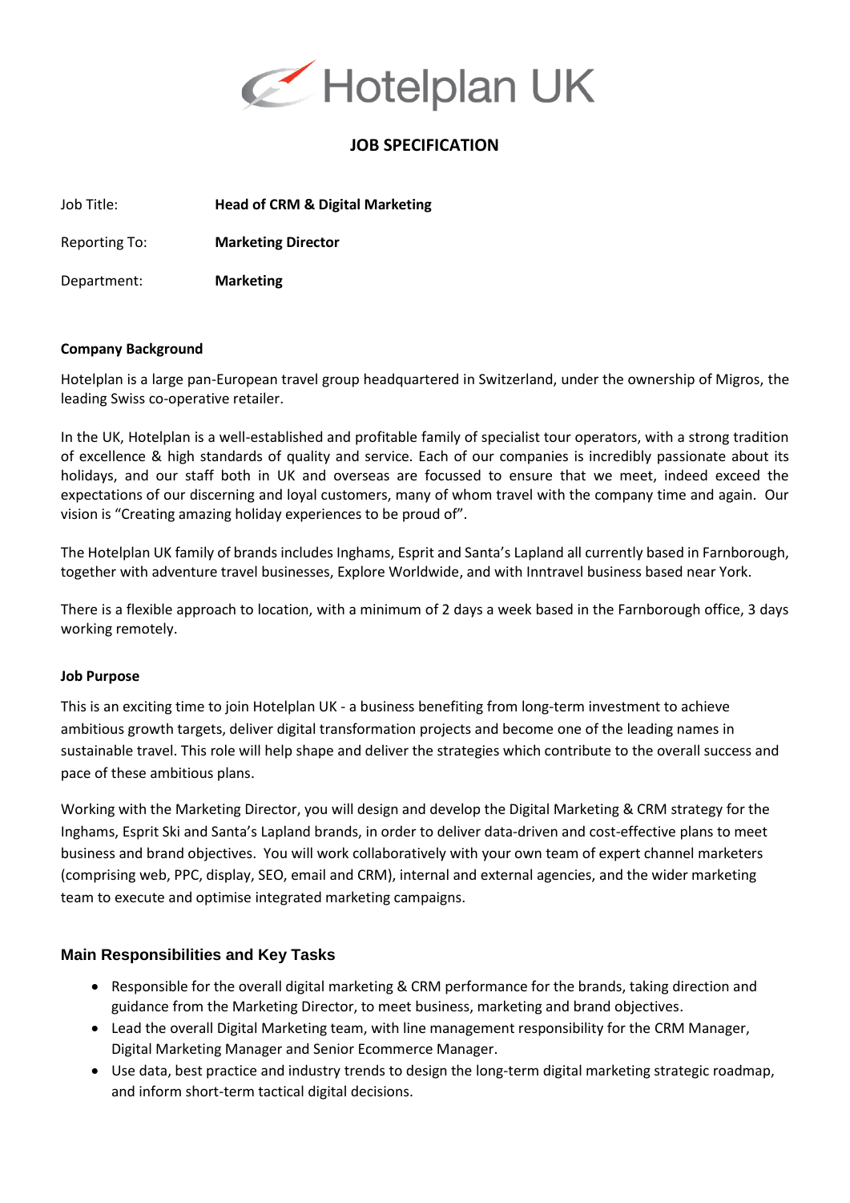Hotelplan UK

# JOB SPECIFICATION

Job Title: **Head of CRM & Digital Marketing**

Reporting To: **Marketing Director**

Department: **Marketing**

**Company Background**

Hotelplan is a large pan-European travel group headquartered in Switzerland, under the ownership of Migros, the leading Swiss co-operative retailer.

In the UK, Hotelplan is a well-established and profitable family of specialist tour operators, with a strong tradition of excellence & high standards of quality and service. Each of our companies is incredibly passionate about its holidays, and our staff both in UK and overseas are focussed to ensure that we meet, indeed exceed the expectations of our discerning and loyal customers, many of whom travel with the company time and again. Our vision is "Creating amazing holiday experiences to be proud of".

The Hotelplan UK family of brands includes Inghams, Esprit and Santa's Lapland all currently based in Farnborough, together with adventure travel businesses, Explore Worldwide, and with Inntravel business based near York.

There is a flexible approach to location, with a minimum of 2 days a week based in the Farnborough office, 3 days working remotely.

**Job Purpose**

This is an exciting time to join Hotelplan UK - a business benefiting from long-term investment to achieve ambitious growth targets, deliver digital transformation projects and become one of the leading names in sustainable travel. This role will help shape and deliver the strategies which contribute to the overall success and pace of these ambitious plans.

Working with the Marketing Director, you will design and develop the Digital Marketing & CRM strategy for the Inghams, Esprit Ski and Santa's Lapland brands, in order to deliver data-driven and cost-effective plans to meet business and brand objectives. You will work collaboratively with your own team of expert channel marketers (comprising web, PPC, display, SEO, email and CRM), internal and external agencies, and the wider marketing team to execute and optimise integrated marketing campaigns.

## Main Responsibilities and Key Tasks

- Responsible for the overall digital marketing & CRM performance for the brands, taking direction and guidance from the Marketing Director, to meet business, marketing and brand objectives.
- Lead the overall Digital Marketing team, with line management responsibility for the CRM Manager, Digital Marketing Manager and Senior Ecommerce Manager.
- Use data, best practice and industry trends to design the long-term digital marketing strategic roadmap, and inform short-term tactical digital decisions.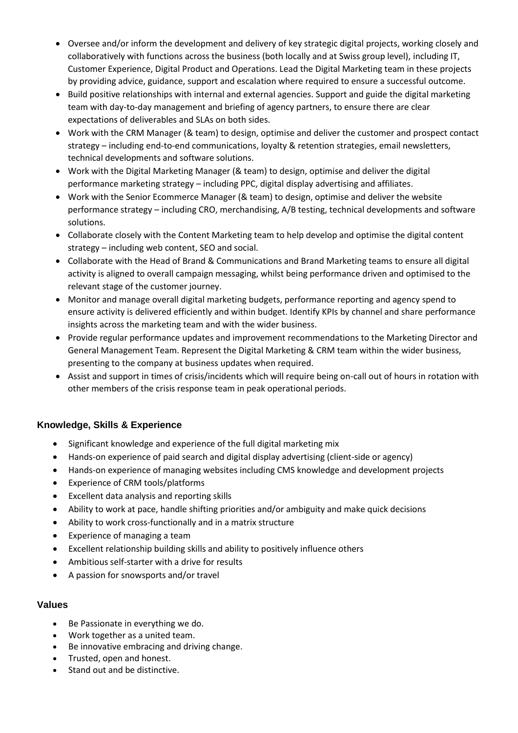- Oversee and/or inform the development and delivery of key strategic digital projects, working closely and collaboratively with functions across the business (both locally and at Swiss group level), including IT, Customer Experience, Digital Product and Operations. Lead the Digital Marketing team in these projects by providing advice, guidance, support and escalation where required to ensure a successful outcome.
- Build positive relationships with internal and external agencies. Support and guide the digital marketing team with day-to-day management and briefing of agency partners, to ensure there are clear expectations of deliverables and SLAs on both sides.
- Work with the CRM Manager (& team) to design, optimise and deliver the customer and prospect contact strategy – including end-to-end communications, loyalty & retention strategies, email newsletters, technical developments and software solutions.
- Work with the Digital Marketing Manager (& team) to design, optimise and deliver the digital performance marketing strategy – including PPC, digital display advertising and affiliates.
- Work with the Senior Ecommerce Manager (& team) to design, optimise and deliver the website performance strategy – including CRO, merchandising, A/B testing, technical developments and software solutions.
- Collaborate closely with the Content Marketing team to help develop and optimise the digital content strategy – including web content, SEO and social.
- Collaborate with the Head of Brand & Communications and Brand Marketing teams to ensure all digital activity is aligned to overall campaign messaging, whilst being performance driven and optimised to the relevant stage of the customer journey.
- Monitor and manage overall digital marketing budgets, performance reporting and agency spend to ensure activity is delivered efficiently and within budget. Identify KPIs by channel and share performance insights across the marketing team and with the wider business.
- Provide regular performance updates and improvement recommendations to the Marketing Director and General Management Team. Represent the Digital Marketing & CRM team within the wider business, presenting to the company at business updates when required.
- Assist and support in times of crisis/incidents which will require being on-call out of hours in rotation with other members of the crisis response team in peak operational periods.

## Knowledge, Skills & Experience

- Significant knowledge and experience of the full digital marketing mix
- Hands-on experience of paid search and digital display advertising (client-side or agency)
- Hands-on experience of managing websites including CMS knowledge and development projects
- Experience of CRM tools/platforms
- Excellent data analysis and reporting skills
- Ability to work at pace, handle shifting priorities and/or ambiguity and make quick decisions
- Ability to work cross-functionally and in a matrix structure
- Experience of managing a team
- Excellent relationship building skills and ability to positively influence others
- Ambitious self-starter with a drive for results
- A passion for snowsports and/or travel

## Values

- Be Passionate in everything we do.
- Work together as a united team.
- Be innovative embracing and driving change.
- Trusted, open and honest.
- Stand out and be distinctive.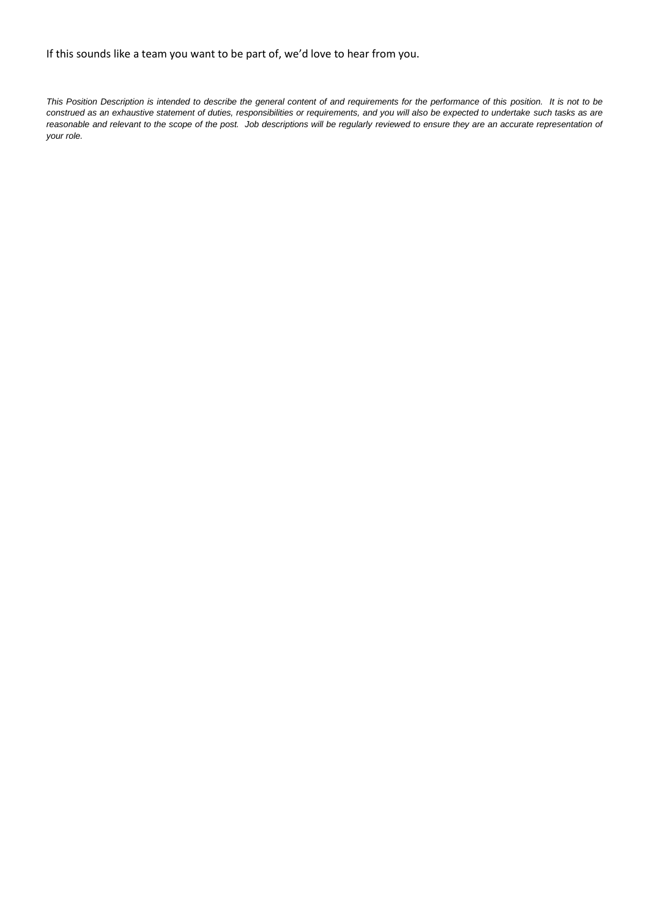If this sounds like a team you want to be part of, we'd love to hear from you.

*This Position Description is intended to describe the general content of and requirements for the performance of this position. It is not to be construed as an exhaustive statement of duties, responsibilities or requirements, and you will also be expected to undertake such tasks as are reasonable and relevant to the scope of the post. Job descriptions will be regularly reviewed to ensure they are an accurate representation of your role.*